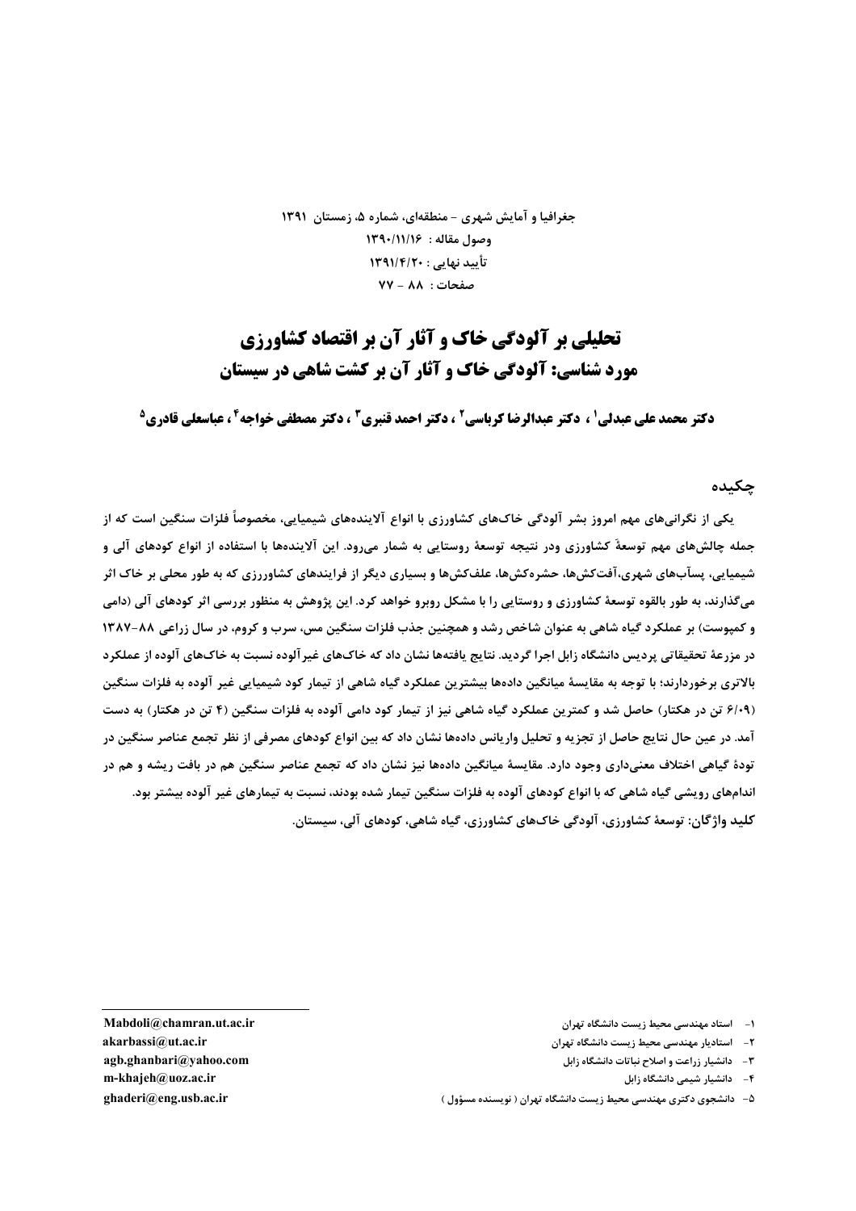جغرافیا و آمایش شهری - منطقه‌ای، شماره ۵، زمستان ۱۳۹۱
وصول مقاله : ۱۳۹۰/۱۱/۱۶
تأیید نهایی : ۱۳۹۱/۴/۲۰
صفحات : ۸۸ - ۷۷

# تحلیلی بر آلودگی خاک و آثار آن بر اقتصاد کشاورزی
## مورد شناسی: آلودگی خاک و آثار آن بر کشت شاهی در سیستان

**دکتر محمد علی عبدلی[۱] ، دکتر عبدالرضا کرباسی[۲] ، دکتر احمد قنبری[۳] ، دکتر مصطفی خواجه[۴] ، عباسعلی قادری[۵]**

## چکیده

یکی از نگرانی‌های مهم امروز بشر آلودگی خاک‌های کشاورزی با انواع آلاینده‌های شیمیایی، مخصوصاً فلزات سنگین است که از جمله چالش‌های مهم توسعهٔ کشاورزی ودر نتیجه توسعهٔ روستایی به شمار می‌رود. این آلاینده‌ها با استفاده از انواع کودهای آلی و شیمیایی، پسآب‌های شهری،آفت‌کش‌ها، حشره‌کش‌ها، علف‌کش‌ها و بسیاری دیگر از فرایندهای کشاورزی که به طور محلی بر خاک اثر می‌گذارند، به طور بالقوه توسعهٔ کشاورزی و روستایی را با مشکل روبرو خواهد کرد. این پژوهش به منظور بررسی اثر کودهای آلی (دامی و کمپوست) بر عملکرد گیاه شاهی به عنوان شاخص رشد و همچنین جذب فلزات سنگین مس، سرب و کروم، در سال زراعی ۸۸-۱۳۸۷ در مزرعهٔ تحقیقاتی پردیس دانشگاه زابل اجرا گردید. نتایج یافته‌ها نشان داد که خاک‌های غیرآلوده نسبت به خاک‌های آلوده از عملکرد بالاتری برخوردارند؛ با توجه به مقایسهٔ میانگین داده‌ها بیشترین عملکرد گیاه شاهی از تیمار کود شیمیایی غیر آلوده به فلزات سنگین (۶/۰۹ تن در هکتار) حاصل شد و کمترین عملکرد گیاه شاهی نیز از تیمار کود دامی آلوده به فلزات سنگین (۴ تن در هکتار) به دست آمد. در عین حال نتایج حاصل از تجزیه و تحلیل واریانس داده‌ها نشان داد که بین انواع کودهای مصرفی از نظر تجمع عناصر سنگین در تودهٔ گیاهی اختلاف معنی‌داری وجود دارد. مقایسهٔ میانگین داده‌ها نیز نشان داد که تجمع عناصر سنگین هم در بافت ریشه و هم در اندام‌های رویشی گیاه شاهی که با انواع کودهای آلوده به فلزات سنگین تیمار شده بودند، نسبت به تیمارهای غیر آلوده بیشتر بود.

**کلید واژگان:** توسعهٔ کشاورزی، آلودگی خاک‌های کشاورزی، گیاه شاهی، کودهای آلی، سیستان.

---

۱- استاد مهندسی محیط زیست دانشگاه تهران — Mabdoli@chamran.ut.ac.ir

۲- استادیار مهندسی محیط زیست دانشگاه تهران — akarbassi@ut.ac.ir

۳- دانشیار زراعت و اصلاح نباتات دانشگاه زابل — agb.ghanbari@yahoo.com

۴- دانشیار شیمی دانشگاه زابل — m-khajeh@uoz.ac.ir

۵- دانشجوی دکتری مهندسی محیط زیست دانشگاه تهران ( نویسنده مسؤول ) — ghaderi@eng.usb.ac.ir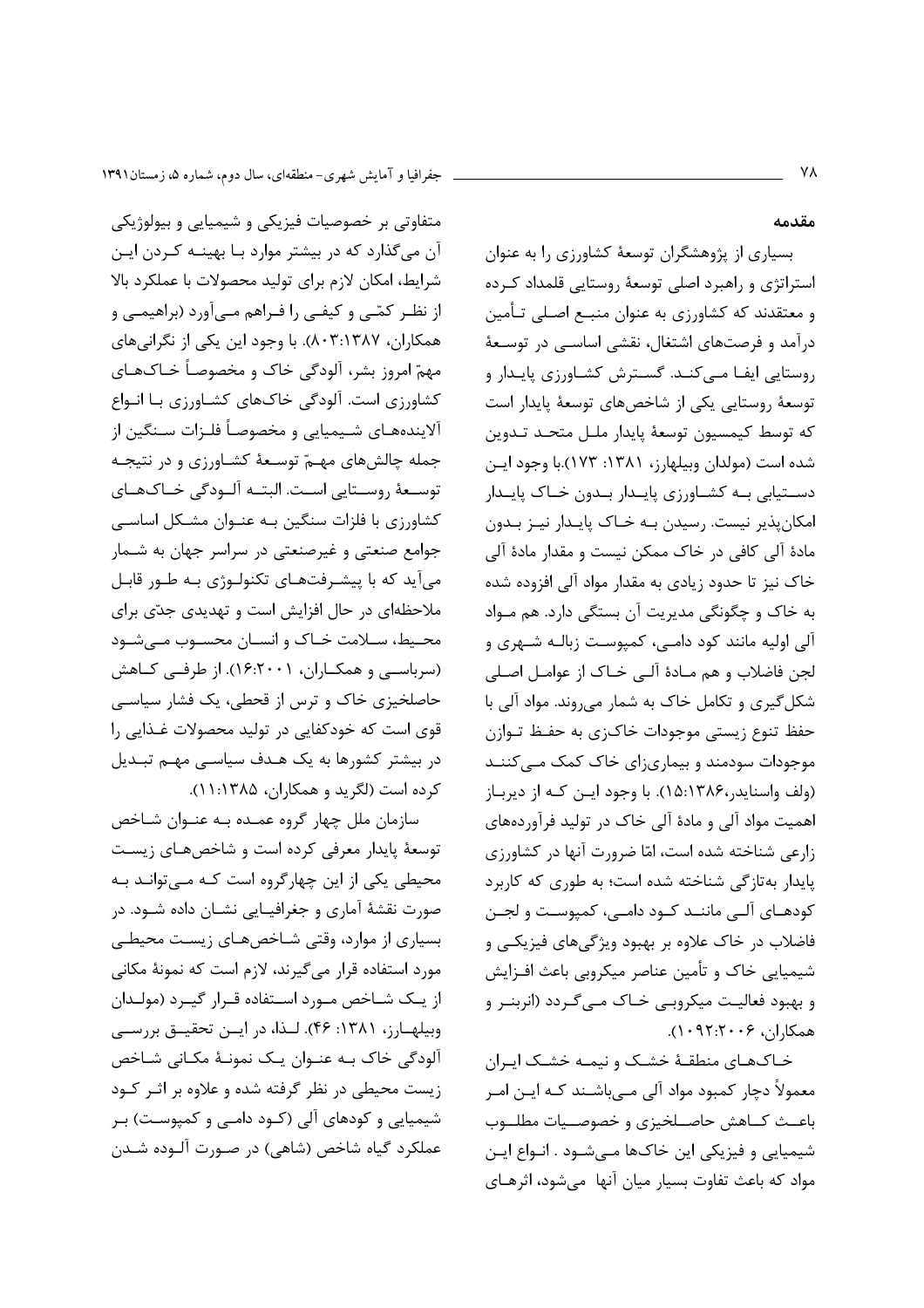## مقدمه

بسیاری از پژوهشگران توسعهٔ کشاورزی را به عنوان استراتژی و راهبرد اصلی توسعهٔ روستایی قلمداد کرده و معتقدند که کشاورزی به عنوان منبع اصلی تأمین درآمد و فرصت‌های اشتغال، نقشی اساسی در توسعهٔ روستایی ایفا می‌کند. گسترش کشاورزی پایدار و توسعهٔ روستایی یکی از شاخص‌های توسعهٔ پایدار است که توسط کمیسیون توسعهٔ پایدار ملل متحد تدوین شده است (مولدان وبیلهارز، ۱۳۸۱: ۱۷۳).با وجود این دستیابی به کشاورزی پایدار بدون خاک پایدار امکان‌پذیر نیست. رسیدن به خاک پایدار نیز بدون مادهٔ آلی کافی در خاک ممکن نیست و مقدار مادهٔ آلی خاک نیز تا حدود زیادی به مقدار مواد آلی افزوده شده به خاک و چگونگی مدیریت آن بستگی دارد. هم مواد آلی اولیه مانند کود دامی، کمپوست زبالهٔ شهری و لجن فاضلاب و هم مادهٔ آلی خاک از عوامل اصلی شکل‌گیری و تکامل خاک به شمار می‌روند. مواد آلی با حفظ تنوع زیستی موجودات خاک‌زی به حفظ توازن موجودات سودمند و بیماری‌زای خاک کمک می‌کنند (ولف واسنایدر،۱۵:۱۳۸۶). با وجود این که از دیرباز اهمیت مواد آلی و مادهٔ آلی خاک در تولید فرآورده‌های زارعی شناخته شده است، امّا ضرورت آنها در کشاورزی پایدار به‌تازگی شناخته شده است؛ به طوری که کاربرد کودهای آلی مانند کود دامی، کمپوست و لجن فاضلاب در خاک علاوه بر بهبود ویژگی‌های فیزیکی و شیمیایی خاک و تأمین عناصر میکروبی باعث افزایش و بهبود فعالیت میکروبی خاک می‌گردد (انربنر و همکاران، ۱۰۹۲:۲۰۰۶).

خاک‌های منطقهٔ خشک و نیمه خشک ایران معمولاً دچار کمبود مواد آلی می‌باشند که این امر باعث کاهش حاصلخیزی و خصوصیات مطلوب شیمیایی و فیزیکی این خاک‌ها می‌شود . انواع این مواد که باعث تفاوت بسیار میان آنها می‌شود، اثرهای متفاوتی بر خصوصیات فیزیکی و شیمیایی و بیولوژیکی آن می‌گذارد که در بیشتر موارد با بهینه کردن این شرایط، امکان لازم برای تولید محصولات با عملکرد بالا از نظر کمّی و کیفی را فراهم می‌آورد (براهیمی و همکاران، ۸۰۳:۱۳۸۷). با وجود این یکی از نگرانی‌های مهمّ امروز بشر، آلودگی خاک و مخصوصاً خاک‌های کشاورزی است. آلودگی خاک‌های کشاورزی با انواع آلاینده‌های شیمیایی و مخصوصاً فلزات سنگین از جمله چالش‌های مهمّ توسعهٔ کشاورزی و در نتیجه توسعهٔ روستایی است. البته آلودگی خاک‌های کشاورزی با فلزات سنگین به عنوان مشکل اساسی جوامع صنعتی و غیرصنعتی در سراسر جهان به شمار می‌آید که با پیشرفت‌های تکنولوژی به طور قابل ملاحظه‌ای در حال افزایش است و تهدیدی جدّی برای محیط، سلامت خاک و انسان محسوب می‌شود (سرباسی و همکاران، ۱۶:۲۰۰۱). از طرفی کاهش حاصلخیزی خاک و ترس از قحطی، یک فشار سیاسی قوی است که خودکفایی در تولید محصولات غذایی را در بیشتر کشورها به یک هدف سیاسی مهم تبدیل کرده است (لگرید و همکاران، ۱۱:۱۳۸۵).

سازمان ملل چهار گروه عمده به عنوان شاخص توسعهٔ پایدار معرفی کرده است و شاخص‌های زیست محیطی یکی از این چهارگروه است که می‌تواند به صورت نقشهٔ آماری و جغرافیایی نشان داده شود. در بسیاری از موارد، وقتی شاخص‌های زیست محیطی مورد استفاده قرار می‌گیرند، لازم است که نمونهٔ مکانی از یک شاخص مورد استفاده قرار گیرد (مولدان وبیلهارز، ۱۳۸۱: ۴۶). لذا، در این تحقیق بررسی آلودگی خاک به عنوان یک نمونهٔ مکانی شاخص زیست محیطی در نظر گرفته شده و علاوه بر اثر کود شیمیایی و کودهای آلی (کود دامی و کمپوست) بر عملکرد گیاه شاخص (شاهی) در صورت آلوده شدن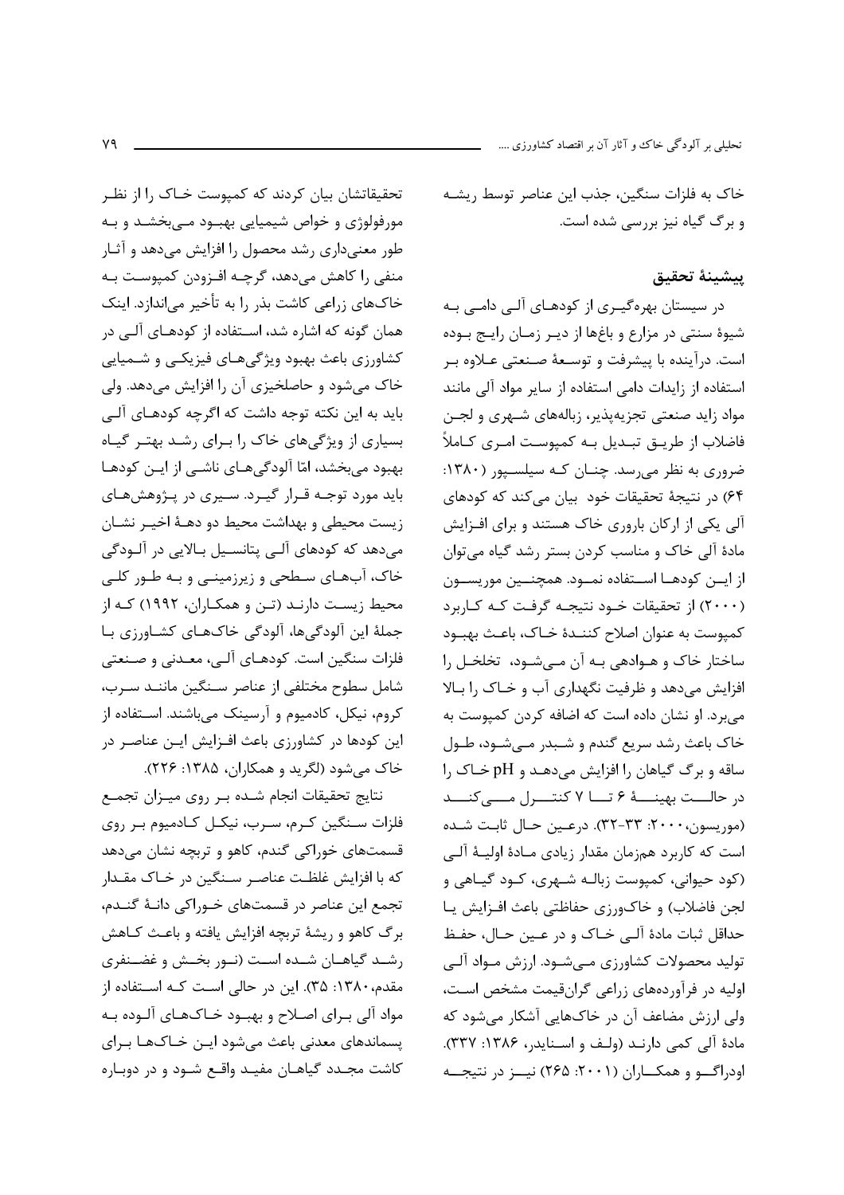خاک به فلزات سنگین، جذب این عناصر توسط ریشه و برگ گیاه نیز بررسی شده است.

## پیشینهٔ تحقیق

در سیستان بهره‌گیری از کودهای آلی دامی به شیوهٔ سنتی در مزارع و باغ‌ها از دیر زمان رایج بوده است. درآینده با پیشرفت و توسعهٔ صنعتی علاوه بر استفاده از زایدات دامی استفاده از سایر مواد آلی مانند مواد زاید صنعتی تجزیه‌پذیر، زباله‌های شهری و لجن فاضلاب از طریق تبدیل به کمپوست امری کاملاً ضروری به نظر می‌رسد. چنان که سیلسپور (۱۳۸۰: ۶۴) در نتیجهٔ تحقیقات خود بیان می‌کند که کودهای آلی یکی از ارکان باروری خاک هستند و برای افزایش مادهٔ آلی خاک و مناسب کردن بستر رشد گیاه می‌توان از این کودها استفاده نمود. همچنین موریسون (۲۰۰۰) از تحقیقات خود نتیجه گرفت که کاربرد کمپوست به عنوان اصلاح کنندهٔ خاک، باعث بهبود ساختار خاک و هوادهی به آن می‌شود، تخلخل را افزایش می‌دهد و ظرفیت نگهداری آب و خاک را بالا می‌برد. او نشان داده است که اضافه کردن کمپوست به خاک باعث رشد سریع گندم و شبدر می‌شود، طول ساقه و برگ گیاهان را افزایش می‌دهد و pH خاک را در حالت بهینهٔ ۶ تا ۷ کنترل می‌کند (موریسون،۲۰۰۰: ۳۳-۳۲). درعین حال ثابت شده است که کاربرد هم‌زمان مقدار زیادی مادهٔ اولیهٔ آلی (کود حیوانی، کمپوست زبالهٔ شهری، کود گیاهی و لجن فاضلاب) و خاک‌ورزی حفاظتی باعث افزایش یا حداقل ثبات مادهٔ آلی خاک و در عین حال، حفظ تولید محصولات کشاورزی می‌شود. ارزش مواد آلی اولیه در فرآورده‌های زراعی گران‌قیمت مشخص است، ولی ارزش مضاعف آن در خاک‌هایی آشکار می‌شود که مادهٔ آلی کمی دارند (ولف و اسنایدر، ۱۳۸۶: ۳۳۷). اودراگو و همکاران (۲۰۰۱: ۲۶۵) نیز در نتیجه تحقیقاتشان بیان کردند که کمپوست خاک را از نظر مورفولوژی و خواص شیمیایی بهبود می‌بخشد و به طور معنی‌داری رشد محصول را افزایش می‌دهد و آثار منفی را کاهش می‌دهد، گرچه افزودن کمپوست به خاک‌های زراعی کاشت بذر را به تأخیر می‌اندازد. اینک همان گونه که اشاره شد، استفاده از کودهای آلی در کشاورزی باعث بهبود ویژگی‌های فیزیکی و شیمیایی خاک می‌شود و حاصلخیزی آن را افزایش می‌دهد. ولی باید به این نکته توجه داشت که اگرچه کودهای آلی بسیاری از ویژگی‌های خاک را برای رشد بهتر گیاه بهبود می‌بخشد، امّا آلودگی‌های ناشی از این کودها باید مورد توجه قرار گیرد. سیری در پژوهش‌های زیست محیطی و بهداشت محیط دو دههٔ اخیر نشان می‌دهد که کودهای آلی پتانسیل بالایی در آلودگی خاک، آب‌های سطحی و زیرزمینی و به طور کلی محیط زیست دارند (تن و همکاران، ۱۹۹۲) که از جملهٔ این آلودگی‌ها، آلودگی خاک‌های کشاورزی با فلزات سنگین است. کودهای آلی، معدنی و صنعتی شامل سطوح مختلفی از عناصر سنگین مانند سرب، کروم، نیکل، کادمیوم و آرسینک می‌باشند. استفاده از این کودها در کشاورزی باعث افزایش این عناصر در خاک می‌شود (لگرید و همکاران، ۱۳۸۵: ۲۲۶).

نتایج تحقیقات انجام شده بر روی میزان تجمع فلزات سنگین کرم، سرب، نیکل کادمیوم بر روی قسمت‌های خوراکی گندم، کاهو و تربچه نشان می‌دهد که با افزایش غلظت عناصر سنگین در خاک مقدار تجمع این عناصر در قسمت‌های خوراکی دانهٔ گندم، برگ کاهو و ریشهٔ تربچه افزایش یافته و باعث کاهش رشد گیاهان شده است (نور بخش و غضنفری مقدم،۱۳۸۰: ۳۵). این در حالی است که استفاده از مواد آلی برای اصلاح و بهبود خاک‌های آلوده به پسماندهای معدنی باعث می‌شود این خاک‌ها برای کاشت مجدد گیاهان مفید واقع شود و در دوباره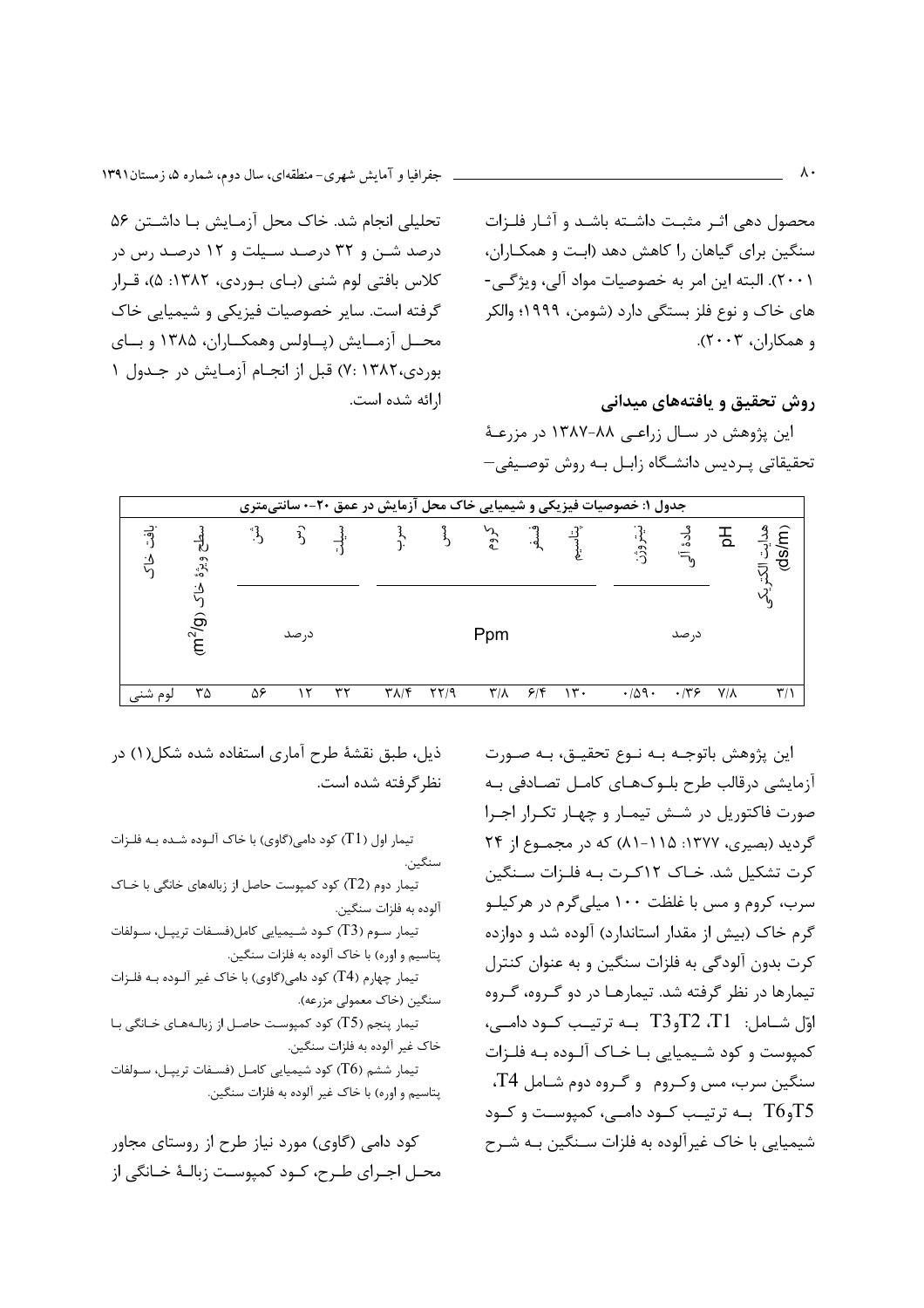محصول دهی اثر مثبت داشته باشد و آثار فلزات سنگین برای گیاهان را کاهش دهد (ابت و همکاران، ۲۰۰۱). البته این امر به خصوصیات مواد آلی، ویژگی‌-های خاک و نوع فلز بستگی دارد (شومن، ۱۹۹۹؛ والکر و همکاران، ۲۰۰۳).

## روش تحقیق و یافته‌های میدانی

این پژوهش در سال زراعی ۸۸-۱۳۸۷ در مزرعهٔ تحقیقاتی پردیس دانشگاه زابل به روش توصیفی–تحلیلی انجام شد. خاک محل آزمایش با داشتن ۵۶ درصد شن و ۳۲ درصد سیلت و ۱۲ درصد رس در کلاس بافتی لوم شنی (بای بوردی، ۱۳۸۲: ۵)، قرار گرفته است. سایر خصوصیات فیزیکی و شیمیایی خاک محل آزمایش (پاولس وهمکاران، ۱۳۸۵ و بای بوردی،۱۳۸۲ :۷) قبل از انجام آزمایش در جدول ۱ ارائه شده است.

جدول ۱: خصوصیات فیزیکی و شیمیایی خاک محل آزمایش در عمق ۲۰-۰ سانتی‌متری

| هدایت الکتریکی (ds/m) | pH | مادهٔ آلی | نیتروژن | پتاسیم | فسفر | کروم | مس | سرب | سیلت | رس | شن | سطح ویژهٔ خاک ($m^2/g$) | بافت خاک |
|---|---|---|---|---|---|---|---|---|---|---|---|---|---|
| | | درصد | | Ppm | | | | | درصد | | | | |
| ۳/۱ | ۷/۸ | ۰/۳۶ | ۰/۵۹۰ | ۱۳۰ | ۶/۴ | ۳/۸ | ۲۲/۹ | ۳۸/۴ | ۳۲ | ۱۲ | ۵۶ | ۳۵ | لوم شنی |

این پژوهش باتوجه به نوع تحقیق، به صورت آزمایشی درقالب طرح بلوک‌های کامل تصادفی به صورت فاکتوریل در شش تیمار و چهار تکرار اجرا گردید (بصیری، ۱۳۷۷: ۱۱۵-۸۱) که در مجموع از ۲۴ کرت تشکیل شد. خاک ۱۲کرت به فلزات سنگین سرب، کروم و مس با غلظت ۱۰۰ میلی‌گرم در هرکیلو گرم خاک (بیش از مقدار استاندارد) آلوده شد و دوازده کرت بدون آلودگی به فلزات سنگین و به عنوان کنترل تیمارها در نظر گرفته شد. تیمارها در دو گروه، گروه اوّل شامل: T1، T2 وT3 به ترتیب کود دامی، کمپوست و کود شیمیایی با خاک آلوده به فلزات سنگین سرب، مس وکروم و گروه دوم شامل T4، T5 وT6 به ترتیب کود دامی، کمپوست و کود شیمیایی با خاک غیرآلوده به فلزات سنگین به شرح ذیل، طبق نقشهٔ طرح آماری استفاده شده شکل(۱) در نظرگرفته شده است.

تیمار اول (T1) کود دامی(گاوی) با خاک آلوده شده به فلزات سنگین.

تیمار دوم (T2) کود کمپوست حاصل از زباله‌های خانگی با خاک آلوده به فلزات سنگین.

تیمار سوم (T3) کود شیمیایی کامل(فسفات تریپل، سولفات پتاسیم و اوره) با خاک آلوده به فلزات سنگین.

تیمار چهارم (T4) کود دامی(گاوی) با خاک غیر آلوده به فلزات سنگین (خاک معمولی مزرعه).

تیمار پنجم (T5) کود کمپوست حاصل از زباله‌های خانگی با خاک غیر آلوده به فلزات سنگین.

تیمار ششم (T6) کود شیمیایی کامل (فسفات تریپل، سولفات پتاسیم و اوره) با خاک غیر آلوده به فلزات سنگین.

کود دامی (گاوی) مورد نیاز طرح از روستای مجاور محل اجرای طرح، کود کمپوست زبالهٔ خانگی از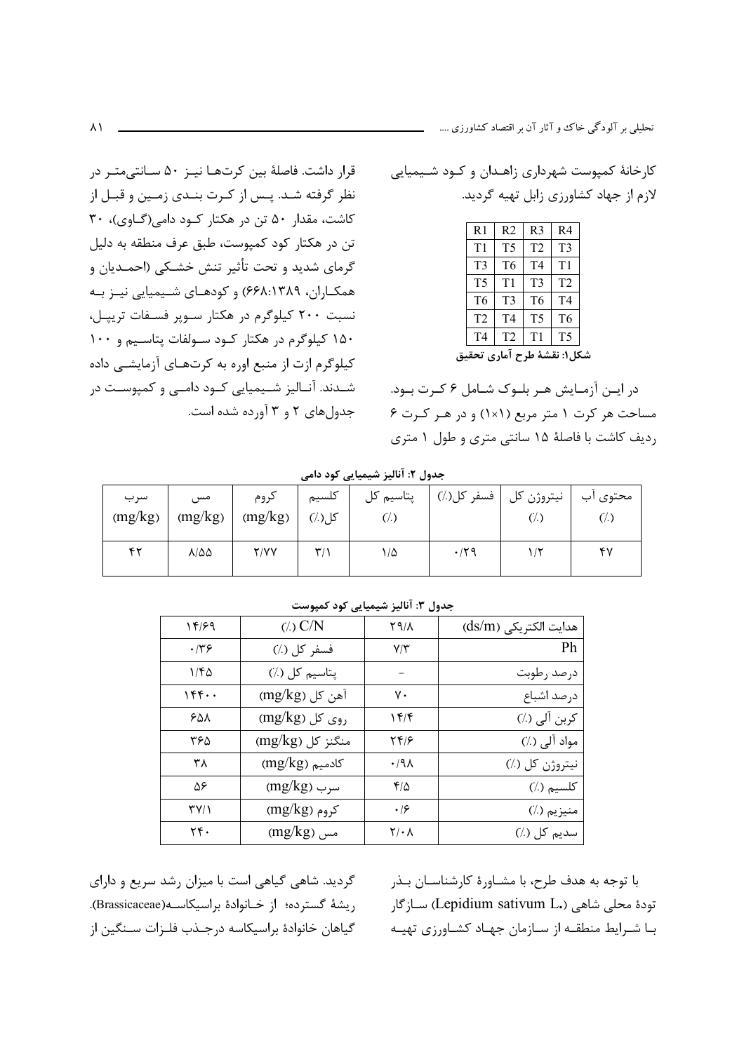کارخانهٔ کمپوست شهرداری زاهدان و کود شیمیایی لازم از جهاد کشاورزی زابل تهیه گردید.

| R1 | R2 | R3 | R4 |
|---|---|---|---|
| T1 | T5 | T2 | T3 |
| T3 | T6 | T4 | T1 |
| T5 | T1 | T3 | T2 |
| T6 | T3 | T6 | T4 |
| T2 | T4 | T5 | T6 |
| T4 | T2 | T1 | T5 |

**شکل۱: نقشهٔ طرح آماری تحقیق**

در این آزمایش هر بلوک شامل ۶ کرت بود. مساحت هر کرت ۱ متر مربع (۱×۱) و در هر کرت ۶ ردیف کاشت با فاصلهٔ ۱۵ سانتی متری و طول ۱ متری قرار داشت. فاصلهٔ بین کرت‌ها نیز ۵۰ سانتی‌متر در نظر گرفته شد. پس از کرت بندی زمین و قبل از کاشت، مقدار ۵۰ تن در هکتار کود دامی(گاوی)، ۳۰ تن در هکتار کود کمپوست، طبق عرف منطقه به دلیل گرمای شدید و تحت تأثیر تنش خشکی (احمدیان و همکاران، ۶۶۸:۱۳۸۹) و کودهای شیمیایی نیز به نسبت ۲۰۰ کیلوگرم در هکتار سوپر فسفات تریپل، ۱۵۰ کیلوگرم در هکتار کود سولفات پتاسیم و ۱۰۰ کیلوگرم ازت از منبع اوره به کرت‌های آزمایشی داده شدند. آنالیز شیمیایی کود دامی و کمپوست در جدول‌های ۲ و ۳ آورده شده است.

**جدول ۲: آنالیز شیمیایی کود دامی**

| محتوی آب (٪) | نیتروژن کل (٪) | فسفر کل(٪) | پتاسیم کل (٪) | کلسیم کل(٪) | کروم (mg/kg) | مس (mg/kg) | سرب (mg/kg) |
|---|---|---|---|---|---|---|---|
| ۴۷ | ۱/۲ | ۰/۲۹ | ۱/۵ | ۳/۱ | ۲/۷۷ | ۸/۵۵ | ۴۲ |

**جدول ۳: آنالیز شیمیایی کود کمپوست**

| | | | |
|---|---|---|---|
| هدایت الکتریکی (ds/m) | ۲۹/۸ | C/N (٪) | ۱۴/۶۹ |
| Ph | ۷/۳ | فسفر کل (٪) | ۰/۳۶ |
| درصد رطوبت | - | پتاسیم کل (٪) | ۱/۴۵ |
| درصد اشباع | ۷۰ | آهن کل (mg/kg) | ۱۴۴۰۰ |
| کربن آلی (٪) | ۱۴/۴ | روی کل (mg/kg) | ۶۵۸ |
| مواد آلی (٪) | ۲۴/۶ | منگنز کل (mg/kg) | ۳۶۵ |
| نیتروژن کل (٪) | ۰/۹۸ | کادمیم (mg/kg) | ۳۸ |
| کلسیم (٪) | ۴/۵ | سرب (mg/kg) | ۵۶ |
| منیزیم (٪) | ۰/۶ | کروم (mg/kg) | ۳۷/۱ |
| سدیم کل (٪) | ۲/۰۸ | مس (mg/kg) | ۲۴۰ |

با توجه به هدف طرح، با مشاورهٔ کارشناسان بذر تودهٔ محلی شاهی (Lepidium sativum L.) سازگار با شرایط منطقه از سازمان جهاد کشاورزی تهیه گردید. شاهی گیاهی است با میزان رشد سریع و دارای ریشهٔ گسترده؛ از خانوادهٔ براسیکاسه(Brassicaceae). گیاهان خانوادهٔ براسیکاسه درجذب فلزات سنگین از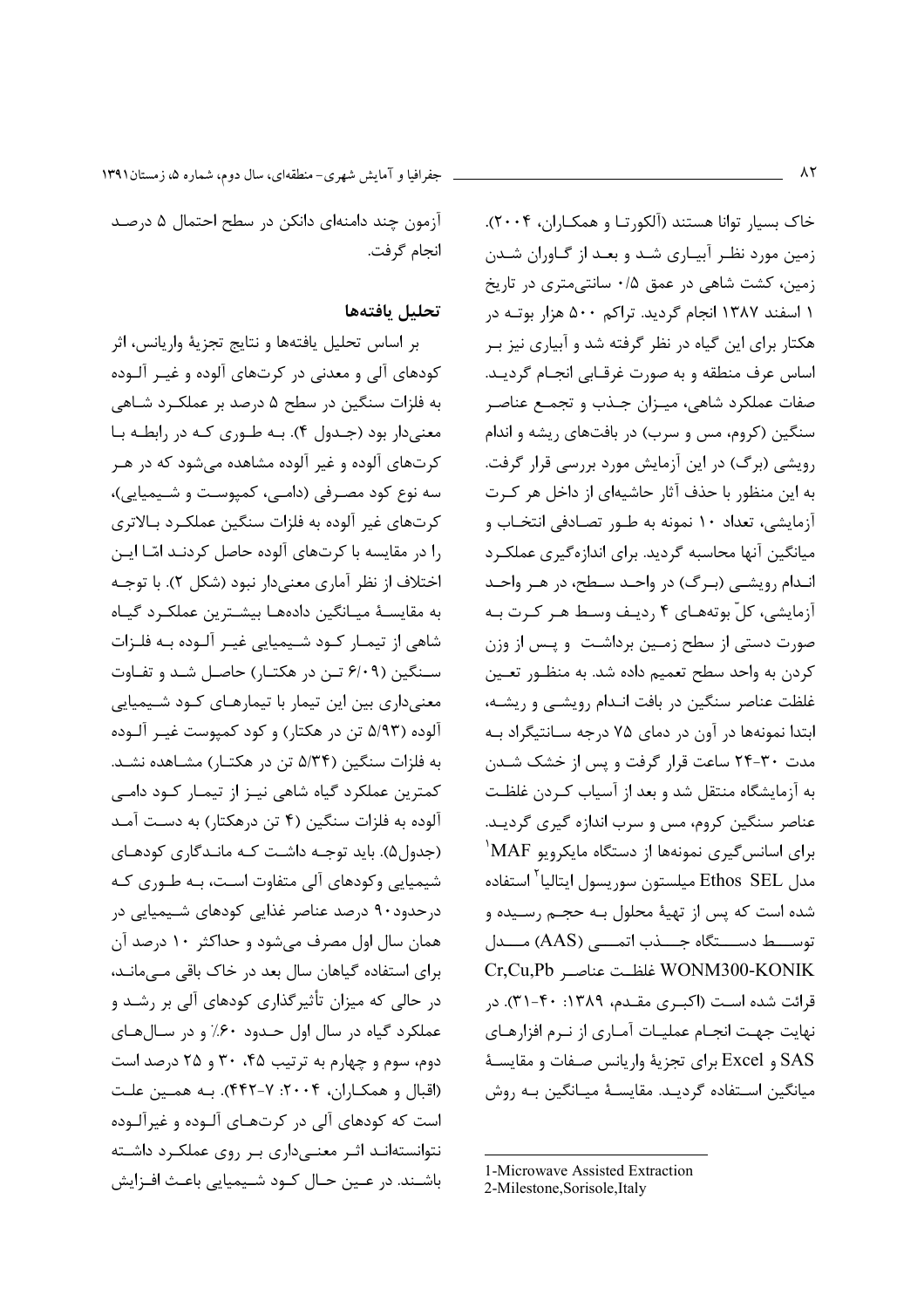خاک بسیار توانا هستند (آلکورتا و همکاران، ۲۰۰۴). زمین مورد نظر آبیاری شد و بعد از گاوران شدن زمین، کشت شاهی در عمق ۰/۵ سانتی‌متری در تاریخ ۱ اسفند ۱۳۸۷ انجام گردید. تراکم ۵۰۰ هزار بوته در هکتار برای این گیاه در نظر گرفته شد و آبیاری نیز بر اساس عرف منطقه و به صورت غرقابی انجام گردید. صفات عملکرد شاهی، میزان جذب و تجمع عناصر سنگین (کروم، مس و سرب) در بافت‌های ریشه و اندام رویشی (برگ) در این آزمایش مورد بررسی قرار گرفت. به این منظور با حذف آثار حاشیه‌ای از داخل هر کرت آزمایشی، تعداد ۱۰ نمونه به طور تصادفی انتخاب و میانگین آنها محاسبه گردید. برای اندازه‌گیری عملکرد اندام رویشی (برگ) در واحد سطح، در هر واحد آزمایشی، کلّ بوته‌های ۴ ردیف وسط هر کرت به صورت دستی از سطح زمین برداشت و پس از وزن کردن به واحد سطح تعمیم داده شد. به منظور تعین غلظت عناصر سنگین در بافت اندام رویشی و ریشه، ابتدا نمونه‌ها در آون در دمای ۷۵ درجه سانتیگراد به مدت ۳۰-۲۴ ساعت قرار گرفت و پس از خشک شدن به آزمایشگاه منتقل شد و بعد از آسیاب کردن غلظت عناصر سنگین کروم، مس و سرب اندازه گیری گردید. برای اسانس‌گیری نمونه‌ها از دستگاه مایکروویو MAF[1] مدل Ethos SEL میلستون سوریسول ایتالیا[2] استفاده شده است که پس از تهیهٔ محلول به حجم رسیده و توسط دستگاه جذب اتمی (AAS) مدل WONM300-KONIK غلظت عناصر Cr,Cu,Pb قرائت شده است (اکبری مقدم، ۱۳۸۹: ۴۰-۳۱). در نهایت جهت انجام عملیات آماری از نرم افزارهای SAS و Excel برای تجزیهٔ واریانس صفات و مقایسهٔ میانگین استفاده گردید. مقایسهٔ میانگین به روش آزمون چند دامنه‌ای دانکن در سطح احتمال ۵ درصد انجام گرفت.

## تحلیل یافته‌ها

بر اساس تحلیل یافته‌ها و نتایج تجزیهٔ واریانس، اثر کودهای آلی و معدنی در کرت‌های آلوده و غیر آلوده به فلزات سنگین در سطح ۵ درصد بر عملکرد شاهی معنی‌دار بود (جدول ۴). به طوری که در رابطه با کرت‌های آلوده و غیر آلوده مشاهده می‌شود که در هر سه نوع کود مصرفی (دامی، کمپوست و شیمیایی)، کرت‌های غیر آلوده به فلزات سنگین عملکرد بالاتری را در مقایسه با کرت‌های آلوده حاصل کردند امّا این اختلاف از نظر آماری معنی‌دار نبود (شکل ۲). با توجه به مقایسهٔ میانگین داده‌ها بیشترین عملکرد گیاه شاهی از تیمار کود شیمیایی غیر آلوده به فلزات سنگین (۶/۰۹ تن در هکتار) حاصل شد و تفاوت معنی‌داری بین این تیمار با تیمارهای کود شیمیایی آلوده (۵/۹۳ تن در هکتار) و کود کمپوست غیر آلوده به فلزات سنگین (۵/۳۴ تن در هکتار) مشاهده نشد. کمترین عملکرد گیاه شاهی نیز از تیمار کود دامی آلوده به فلزات سنگین (۴ تن درهکتار) به دست آمد (جدول۵). باید توجه داشت که ماندگاری کودهای شیمیایی وکودهای آلی متفاوت است، به طوری که درحدود۹۰ درصد عناصر غذایی کودهای شیمیایی در همان سال اول مصرف می‌شود و حداکثر ۱۰ درصد آن برای استفاده گیاهان سال بعد در خاک باقی می‌ماند، در حالی که میزان تأثیرگذاری کودهای آلی بر رشد و عملکرد گیاه در سال اول حدود ۶۰٪ و در سال‌های دوم، سوم و چهارم به ترتیب ۴۵، ۳۰ و ۲۵ درصد است (اقبال و همکاران، ۲۰۰۴: ۷-۴۴۲). به همین علت است که کودهای آلی در کرت‌های آلوده و غیرآلوده نتوانسته‌اند اثر معنی‌داری بر روی عملکرد داشته باشند. در عین حال کود شیمیایی باعث افزایش

---

1-Microwave Assisted Extraction

2-Milestone,Sorisole,Italy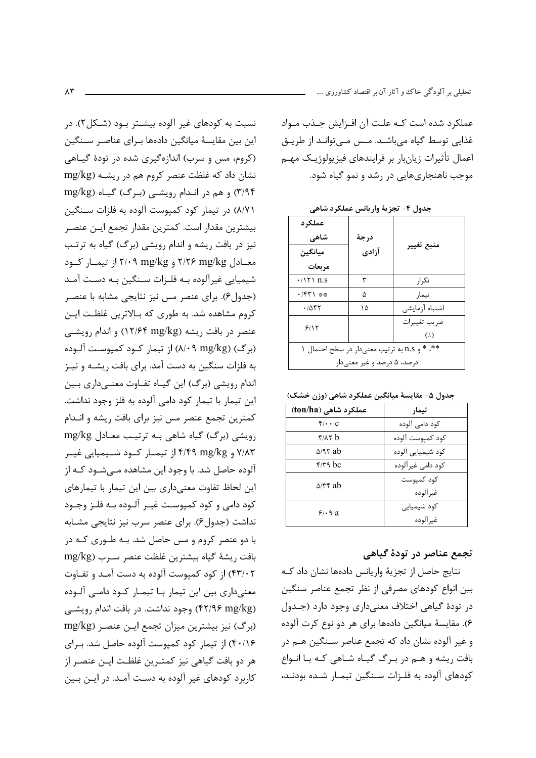عملکرد شده است که علت آن افزایش جذب مواد غذایی توسط گیاه می‌باشد. مس می‌تواند از طریق اعمال تأثیرات زیان‌بار بر فرایندهای فیزیولوژیک مهم موجب ناهنجاری‌هایی در رشد و نمو گیاه شود.

جدول ۴- تجزیهٔ واریانس عملکرد شاهی

| منبع تغییر | درجهٔ آزادی | عملکرد شاهی میانگین مربعات |
| --- | --- | --- |
| تکرار | ۳ | ۰/۱۲۱ n.s |
| تیمار | ۵ | ۰/۴۳۱ ** |
| اشتباه آزمایشی | ۱۵ | ۰/۵۴۲ |
| ضریب تغییرات (٪) | | ۶/۱۲ |

**، * و n.s به ترتیب معنی‌دار در سطح احتمال ۱ درصد، ۵ درصد و غیر معنی‌دار

جدول ۵- مقایسهٔ میانگین عملکرد شاهی (وزن خشک)

| تیمار | عملکرد شاهی (ton/ha) |
| --- | --- |
| کود دامی آلوده | ۴/۰۰ c |
| کود کمپوست آلوده | ۴/۸۲ b |
| کود شیمیایی آلوده | ۵/۹۳ ab |
| کود دامی غیرآلوده | ۴/۳۹ bc |
| کود کمپوست غیرآلوده | ۵/۳۴ ab |
| کود شیمیایی غیرآلوده | ۶/۰۹ a |

## تجمع عناصر در تودهٔ گیاهی

نتایج حاصل از تجزیهٔ واریانس داده‌ها نشان داد که بین انواع کودهای مصرفی از نظر تجمع عناصر سنگین در تودهٔ گیاهی اختلاف معنی‌داری وجود دارد (جدول ۶). مقایسهٔ میانگین داده‌ها برای هر دو نوع کرت آلوده و غیر آلوده نشان داد که تجمع عناصر سنگین هم در بافت ریشه و هم در برگ گیاه شاهی که با انواع کودهای آلوده به فلزات سنگین تیمار شده بودند، نسبت به کودهای غیر آلوده بیشتر بود (شکل۲). در این بین مقایسهٔ میانگین داده‌ها برای عناصر سنگین (کروم، مس و سرب) اندازه‌گیری شده در تودهٔ گیاهی نشان داد که غلظت عنصر کروم هم در ریشه (mg/kg ۳/۹۴) و هم در اندام رویشی (برگ) گیاه (mg/kg ۸/۷۱) در تیمار کود کمپوست آلوده به فلزات سنگین بیشترین مقدار است. کمترین مقدار تجمع این عنصر نیز در بافت ریشه و اندام رویشی (برگ) گیاه به ترتیب معادل mg/kg ۲/۲۶ و mg/kg ۲/۰۹ از تیمار کود شیمیایی غیرآلوده به فلزات سنگین به دست آمد (جدول۶). برای عنصر مس نیز نتایجی مشابه با عنصر کروم مشاهده شد. به طوری که بالاترین غلظت این عنصر در بافت ریشه (mg/kg ۱۲/۶۴) و اندام رویشی (برگ) (mg/kg ۸/۰۹) از تیمار کود کمپوست آلوده به فلزات سنگین به دست آمد. برای بافت ریشه و نیز اندام رویشی (برگ) این گیاه تفاوت معنی‌داری بین این تیمار با تیمار کود دامی آلوده به فلز وجود نداشت. کمترین تجمع عنصر مس نیز برای بافت ریشه و اندام رویشی (برگ) گیاه شاهی به ترتیب معادل mg/kg ۷/۸۳ و mg/kg ۴/۴۹ از تیمار کود شیمیایی غیر آلوده حاصل شد. با وجود این مشاهده می‌شود که از این لحاظ تفاوت معنی‌داری بین این تیمار با تیمارهای کود دامی و کود کمپوست غیر آلوده به فلز وجود نداشت (جدول۶). برای عنصر سرب نیز نتایجی مشابه با دو عنصر کروم و مس حاصل شد. به طوری که در بافت ریشهٔ گیاه بیشترین غلظت عنصر سرب (mg/kg ۴۳/۰۲) از کود کمپوست آلوده به دست آمد و تفاوت معنی‌داری بین این تیمار با تیمار کود دامی آلوده (mg/kg ۴۲/۹۶) وجود نداشت. در بافت اندام رویشی (برگ) نیز بیشترین میزان تجمع این عنصر (mg/kg ۴۰/۱۶) از کود کمپوست آلوده حاصل شد. برای هر دو بافت گیاهی نیز کمترین غلظت این عنصر از کاربرد کودهای غیر آلوده به دست آمد. در این بین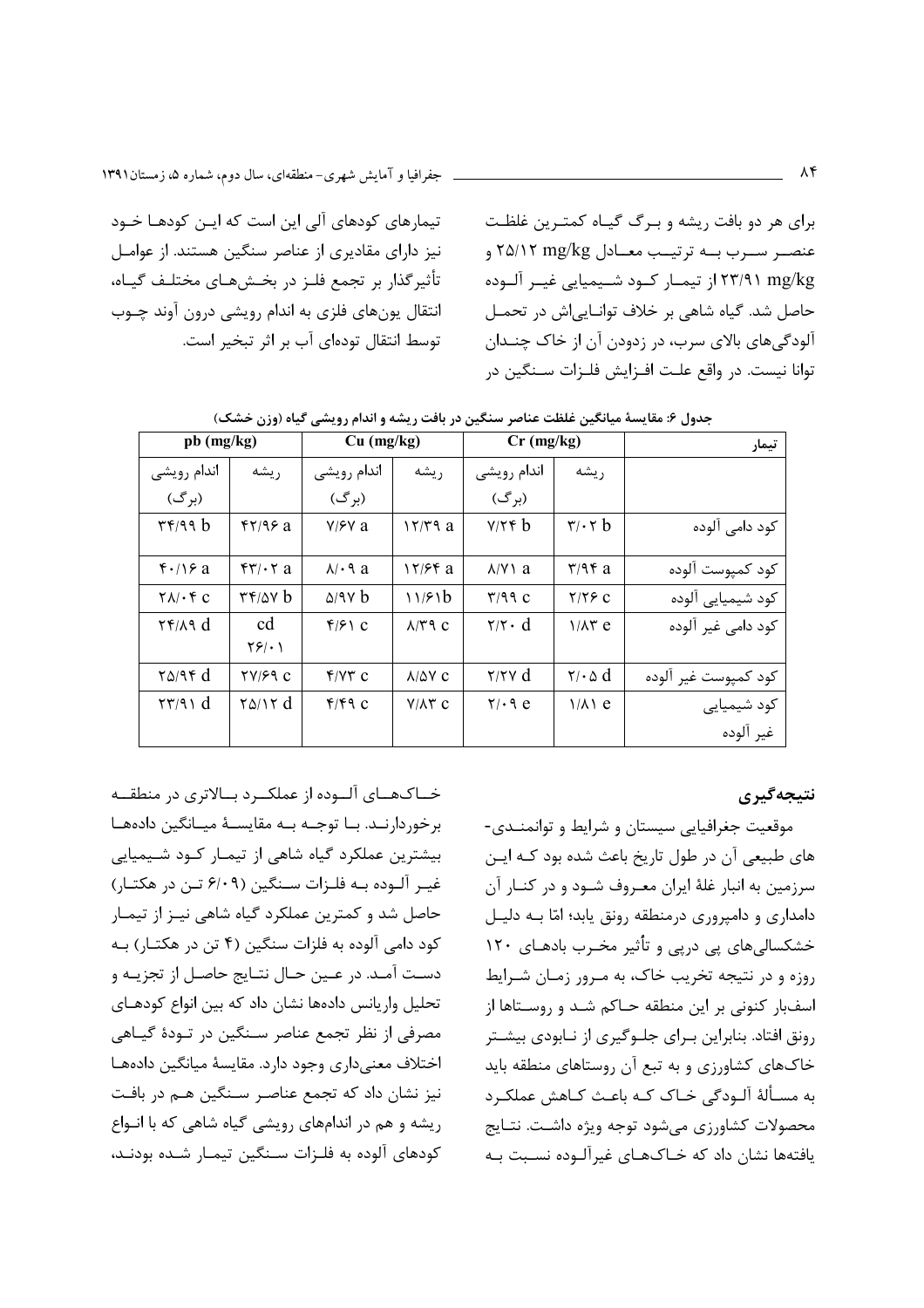برای هر دو بافت ریشه و برگ گیاه کمترین غلظت عنصر سرب به ترتیب معادل ۲۵/۱۲ mg/kg و ۲۳/۹۱ mg/kg از تیمار کود شیمیایی غیر آلوده حاصل شد. گیاه شاهی بر خلاف توانایی‌اش در تحمل آلودگی‌های بالای سرب، در زدودن آن از خاک چندان توانا نیست. در واقع علت افزایش فلزات سنگین در تیمارهای کودهای آلی این است که این کودها خود نیز دارای مقادیری از عناصر سنگین هستند. از عوامل تأثیرگذار بر تجمع فلز در بخش‌های مختلف گیاه، انتقال یون‌های فلزی به اندام رویشی درون آوند چوب توسط انتقال توده‌ای آب بر اثر تبخیر است.

**جدول ۶: مقایسهٔ میانگین غلظت عناصر سنگین در بافت ریشه و اندام رویشی گیاه (وزن خشک)**

| تیمار | Cr (mg/kg) | | Cu (mg/kg) | | pb (mg/kg) | |
|---|---|---|---|---|---|---|
| | ریشه | اندام رویشی (برگ) | ریشه | اندام رویشی (برگ) | ریشه | اندام رویشی (برگ) |
| کود دامی آلوده | ۳/۰۲ b | ۷/۲۴ b | ۱۲/۳۹ a | ۷/۶۷ a | ۴۲/۹۶ a | ۳۴/۹۹ b |
| کود کمپوست آلوده | ۳/۹۴ a | ۸/۷۱ a | ۱۲/۶۴ a | ۸/۰۹ a | ۴۳/۰۲ a | ۴۰/۱۶ a |
| کود شیمیایی آلوده | ۲/۲۶ c | ۳/۹۹ c | ۱۱/۶۱b | ۵/۹۷ b | ۳۴/۵۷ b | ۲۸/۰۴ c |
| کود دامی غیر آلوده | ۱/۸۳ e | ۲/۲۰ d | ۸/۳۹ c | ۴/۶۱ c | cd ۲۶/۰۱ | ۲۴/۸۹ d |
| کود کمپوست غیر آلوده | ۲/۰۵ d | ۲/۲۷ d | ۸/۵۷ c | ۴/۷۳ c | ۲۷/۶۹ c | ۲۵/۹۴ d |
| کود شیمیایی غیر آلوده | ۱/۸۱ e | ۲/۰۹ e | ۷/۸۳ c | ۴/۴۹ c | ۲۵/۱۲ d | ۲۳/۹۱ d |

## نتیجه‌گیری

موقعیت جغرافیایی سیستان و شرایط و توانمندی‌های طبیعی آن در طول تاریخ باعث شده بود که این سرزمین به انبار غلهٔ ایران معروف شود و در کنار آن دامداری و دامپروری درمنطقه رونق یابد؛ امّا به دلیل خشکسالی‌های پی درپی و تأثیر مخرب بادهای ۱۲۰ روزه و در نتیجه تخریب خاک، به مرور زمان شرایط اسفبار کنونی بر این منطقه حاکم شد و روستاها از رونق افتاد. بنابراین برای جلوگیری از نابودی بیشتر خاک‌های کشاورزی و به تبع آن روستاهای منطقه باید به مسألهٔ آلودگی خاک که باعث کاهش عملکرد محصولات کشاورزی می‌شود توجه ویژه داشت. نتایج یافته‌ها نشان داد که خاک‌های غیرآلوده نسبت به خاک‌های آلوده از عملکرد بالاتری در منطقه برخوردارند. با توجه به مقایسهٔ میانگین داده‌ها بیشترین عملکرد گیاه شاهی از تیمار کود شیمیایی غیر آلوده به فلزات سنگین (۶/۰۹ تن در هکتار) حاصل شد و کمترین عملکرد گیاه شاهی نیز از تیمار کود دامی آلوده به فلزات سنگین (۴ تن در هکتار) به دست آمد. در عین حال نتایج حاصل از تجزیه و تحلیل واریانس داده‌ها نشان داد که بین انواع کودهای مصرفی از نظر تجمع عناصر سنگین در تودهٔ گیاهی اختلاف معنی‌داری وجود دارد. مقایسهٔ میانگین داده‌ها نیز نشان داد که تجمع عناصر سنگین هم در بافت ریشه و هم در اندام‌های رویشی گیاه شاهی که با انواع کودهای آلوده به فلزات سنگین تیمار شده بودند،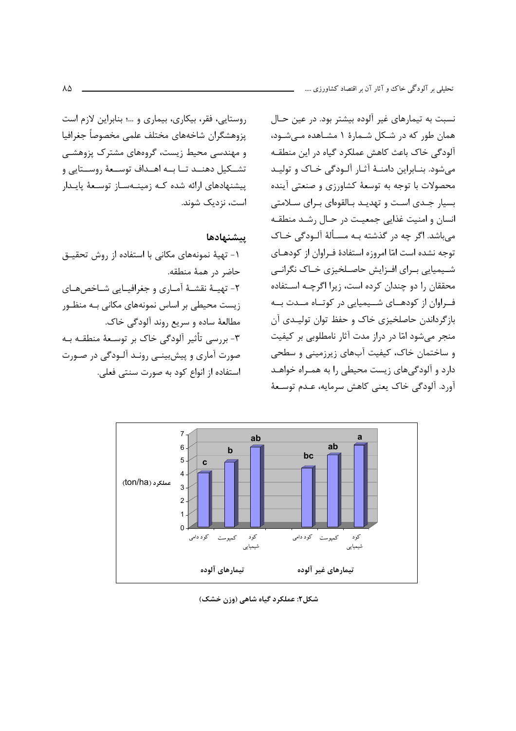نسبت به تیمارهای غیر آلوده بیشتر بود. در عین حال همان طور که در شکل شمارهٔ ۱ مشاهده می‌شود، آلودگی خاک باعث کاهش عملکرد گیاه در این منطقه می‌شود. بنابراین دامنهٔ آثار آلودگی خاک و تولید محصولات با توجه به توسعهٔ کشاورزی و صنعتی آینده بسیار جدی است و تهدید بالقوه‌ای برای سلامتی انسان و امنیت غذایی جمعیت در حال رشد منطقه می‌باشد. اگر چه در گذشته به مسألهٔ آلودگی خاک توجه نشده است امّا امروزه استفادهٔ فراوان از کودهای شیمیایی برای افزایش حاصلخیزی خاک نگرانی محققان را دو چندان کرده است، زیرا اگرچه استفاده فراوان از کودهای شیمیایی در کوتاه مدت به بازگرداندن حاصلخیزی خاک و حفظ توان تولیدی آن منجر می‌شود امّا در دراز مدت آثار نامطلوبی بر کیفیت و ساختمان خاک، کیفیت آبهای زیرزمینی و سطحی دارد و آلودگی‌های زیست محیطی را به همراه خواهد آورد. آلودگی خاک یعنی کاهش سرمایه، عدم توسعهٔ روستایی، فقر، بیکاری، بیماری و ...؛ بنابراین لازم است پژوهشگران شاخه‌های مختلف علمی مخصوصاً جغرافیا و مهندسی محیط زیست، گروه‌های مشترک پژوهشی تشکیل دهند تا به اهداف توسعهٔ روستایی و پیشنهادهای ارائه شده که زمینه‌ساز توسعهٔ پایدار است، نزدیک شوند.

## پیشنهادها

۱- تهیهٔ نمونه‌های مکانی با استفاده از روش تحقیق حاضر در همهٔ منطقه.

۲- تهیهٔ نقشهٔ آماری و جغرافیایی شاخص‌های زیست محیطی بر اساس نمونه‌های مکانی به منظور مطالعهٔ ساده و سریع روند آلودگی خاک.

۳- بررسی تأثیر آلودگی خاک بر توسعهٔ منطقه به صورت آماری و پیش‌بینی روند آلودگی در صورت استفاده از انواع کود به صورت سنتی فعلی.

| | تیمارهای آلوده | | | تیمارهای غیر آلوده | | |
|---|---|---|---|---|---|---|
| | کود دامی | کمپوست | کود شیمیایی | کود دامی | کمپوست | کود شیمیایی |
| گروه آماری | c | b | ab | bc | ab | a |

(محور عمودی: عملکرد (ton/ha)، از ۰ تا ۷)

**شکل۲: عملکرد گیاه شاهی (وزن خشک)**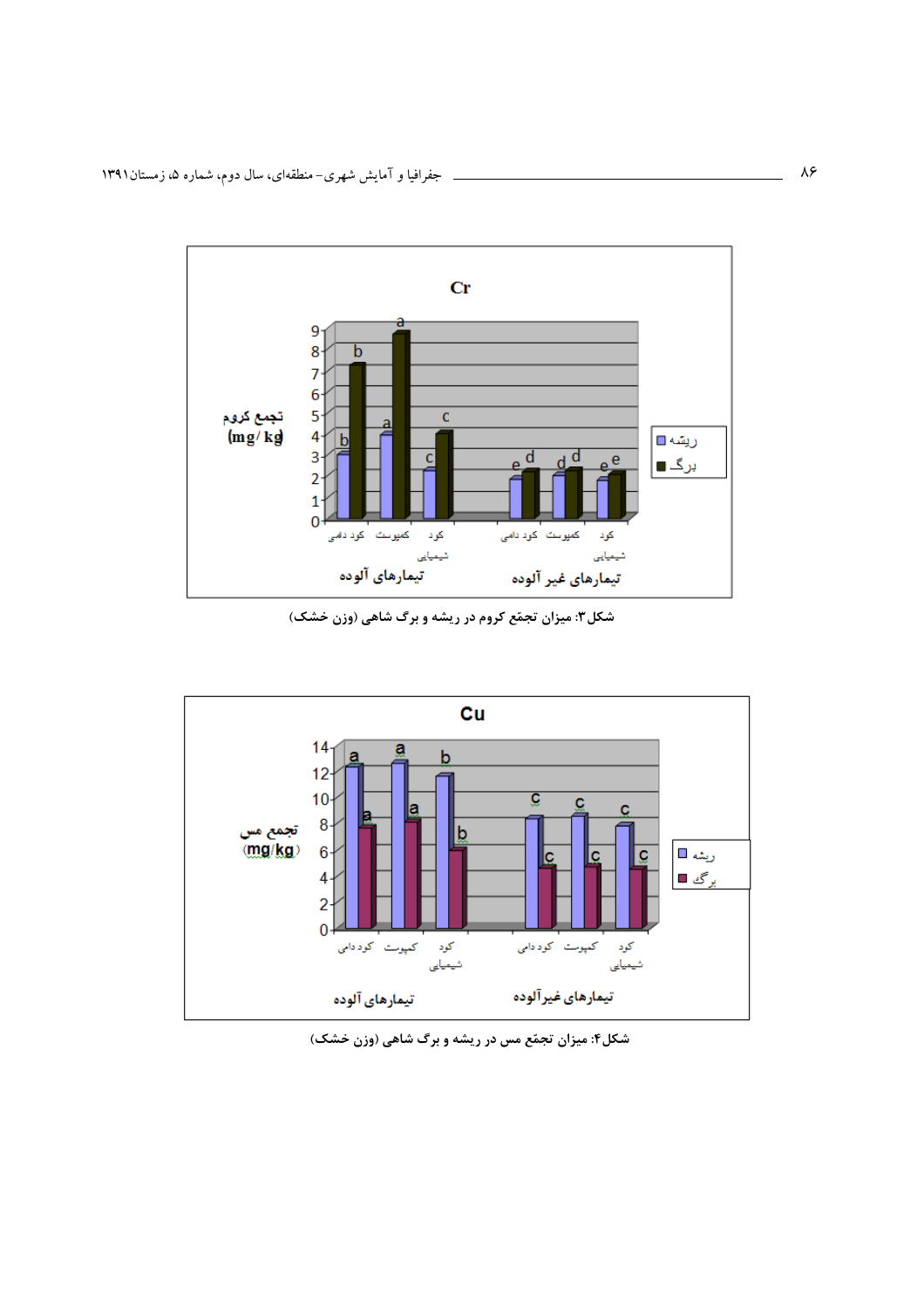شکل۳: میزان تجمّع کروم در ریشه و برگ شاهی (وزن خشک)

شکل۴: میزان تجمّع مس در ریشه و برگ شاهی (وزن خشک)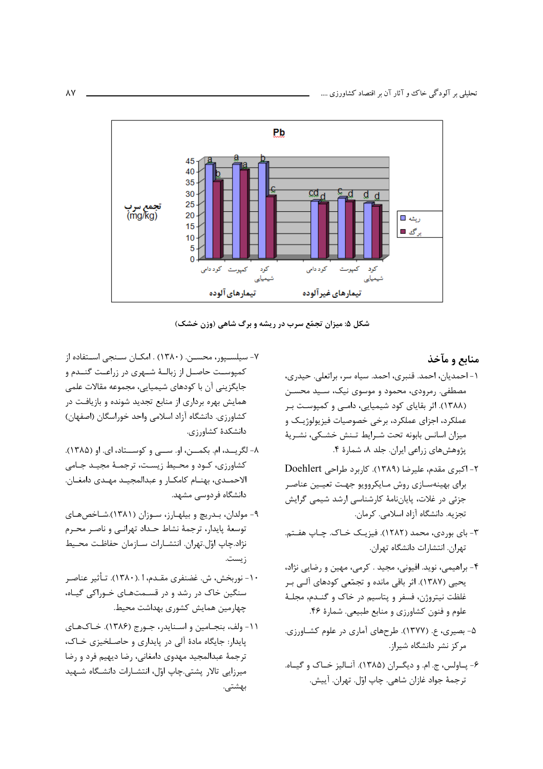شکل ۵: میزان تجمّع سرب در ریشه و برگ شاهی (وزن خشک)

## منابع و مآخذ

۱- احمدیان، احمد. قنبری، احمد. سیاه سر، براتعلی. حیدری، مصطفی. رمرودی، محمود و موسوی نیک، سید محسن (۱۳۸۸). اثر بقایای کود شیمیایی، دامی و کمپوست بر عملکرد، اجزای عملکرد، برخی خصوصیات فیزیولوژیک و میزان اسانس بابونه تحت شرایط تنش خشکی، نشریهٔ پژوهش‌های زراعی ایران. جلد ۸، شمارهٔ ۴.

۲- اکبری مقدم، علیرضا (۱۳۸۹). کاربرد طراحی Doehlert برای بهینه‌سازی روش مایکروویو جهت تعیین عناصر جزئی در غلات، پایان‌نامهٔ کارشناسی ارشد شیمی گرایش تجزیه. دانشگاه آزاد اسلامی. کرمان.

۳- بای بوردی، محمد (۱۳۸۲). فیزیک خاک. چاپ هفتم. تهران. انتشارات دانشگاه تهران.

۴- براهیمی، نوید. افیونی، مجید . کرمی، مهین و رضایی نژاد، یحیی (۱۳۸۷). اثر باقی مانده و تجمّع کودهای آلی بر غلظت نیتروژن، فسفر و پتاسیم در خاک و گندم، مجلهٔ علوم و فنون کشاورزی و منابع طبیعی. شمارهٔ ۴۶.

۵- بصیری، ع. (۱۳۷۷). طرح‌های آماری در علوم کشاورزی. مرکز نشر دانشگاه شیراز.

۶- پاولس، ج. ام. و دیگران (۱۳۸۵). آنالیز خاک و گیاه. ترجمهٔ جواد غازان شاهی. چاپ اوّل. تهران. آییش.

۷- سیلسپور، محسن. (۱۳۸۰) . امکان سنجی استفاده از کمپوست حاصل از زبالهٔ شهری در زراعت گندم و جایگزینی آن با کودهای شیمیایی، مجموعه مقالات علمی همایش بهره برداری از منابع تجدید شونده و بازیافت در کشاورزی. دانشگاه آزاد اسلامی واحد خوراسگان (اصفهان) دانشکدهٔ کشاورزی.

۸- لگرید، ام. بکمن، او. سی و کوستاد، ای. او (۱۳۸۵). کشاورزی، کود و محیط زیست، ترجمهٔ مجید جامی الاحمدی، بهنام کامکار و عبدالمجید مهدی دامغان. دانشگاه فردوسی مشهد.

۹- مولدان، بدریچ و بیلهارز، سوزان (۱۳۸۱).شاخص‌های توسعهٔ پایدار، ترجمهٔ نشاط حداد تهرانی و ناصر محرم نژاد.چاپ اوّل.تهران. انتشارات سازمان حفاظت محیط زیست.

۱۰- نوربخش، ش. غضنفری مقدم، ا .(۱۳۸۰). تأثیر عناصر سنگین خاک در رشد و در قسمت‌های خوراکی گیاه، چهارمین همایش کشوری بهداشت محیط.

۱۱- ولف، بنجامین و اسنایدر، جورج (۱۳۸۶). خاک‌های پایدار: جایگاه مادهٔ آلی در پایداری و حاصلخیزی خاک، ترجمهٔ عبدالمجید مهدوی دامغانی، رضا دیهیم فرد و رضا میرزایی تالار پشتی.چاپ اوّل، انتشارات دانشگاه شهید بهشتی.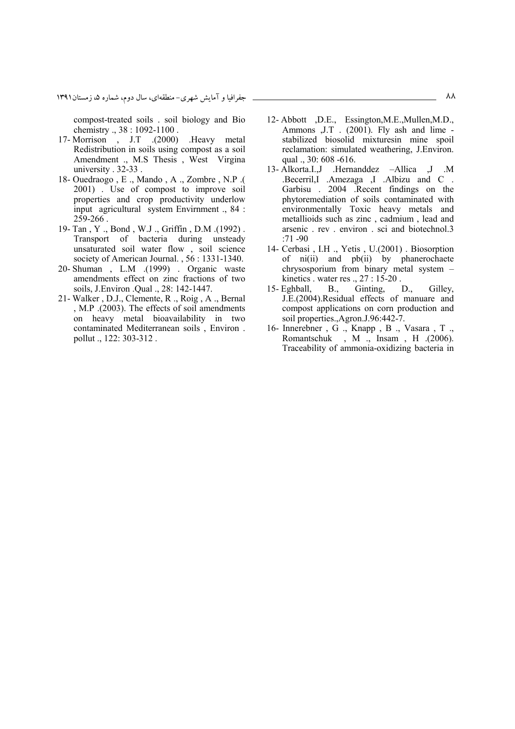compost-treated soils . soil biology and Bio chemistry ., 38 : 1092-1100 .

17- Morrison , J.T .(2000) .Heavy metal Redistribution in soils using compost as a soil Amendment ., M.S Thesis , West Virgina university . 32-33 .

18- Ouedraogo , E ., Mando , A ., Zombre , N.P .( 2001) . Use of compost to improve soil properties and crop productivity underlow input agricultural system Envirnment ., 84 : 259-266 .

19- Tan , Y ., Bond , W.J ., Griffin , D.M .(1992) . Transport of bacteria during unsteady unsaturated soil water flow , soil science society of American Journal. , 56 : 1331-1340.

20- Shuman , L.M .(1999) . Organic waste amendments effect on zinc fractions of two soils, J.Environ .Qual ., 28: 142-1447.

21- Walker , D.J., Clemente, R ., Roig , A ., Bernal , M.P .(2003). The effects of soil amendments on heavy metal bioavailability in two contaminated Mediterranean soils , Environ . pollut ., 122: 303-312 .

12- Abbott ,D.E., Essington,M.E.,Mullen,M.D., Ammons ,J.T . (2001). Fly ash and lime - stabilized biosolid mixturesin mine spoil reclamation: simulated weathering, J.Environ. qual ., 30: 608 -616.

13- Alkorta.I.,J .Hernanddez –Allica ,J .M .Becerril,I .Amezaga ,I .Albizu and C . Garbisu . 2004 .Recent findings on the phytoremediation of soils contaminated with environmentally Toxic heavy metals and metallioids such as zinc , cadmium , lead and arsenic . rev . environ . sci and biotechnol.3 :71 -90

14- Cerbasi , I.H ., Yetis , U.(2001) . Biosorption of ni(ii) and pb(ii) by phanerochaete chrysosporium from binary metal system – kinetics . water res ., 27 : 15-20 .

15- Eghball, B., Ginting, D., Gilley, J.E.(2004).Residual effects of manuare and compost applications on corn production and soil properties.,Agron.J.96:442-7.

16- Innerebner , G ., Knapp , B ., Vasara , T ., Romantschuk , M ., Insam , H .(2006). Traceability of ammonia-oxidizing bacteria in